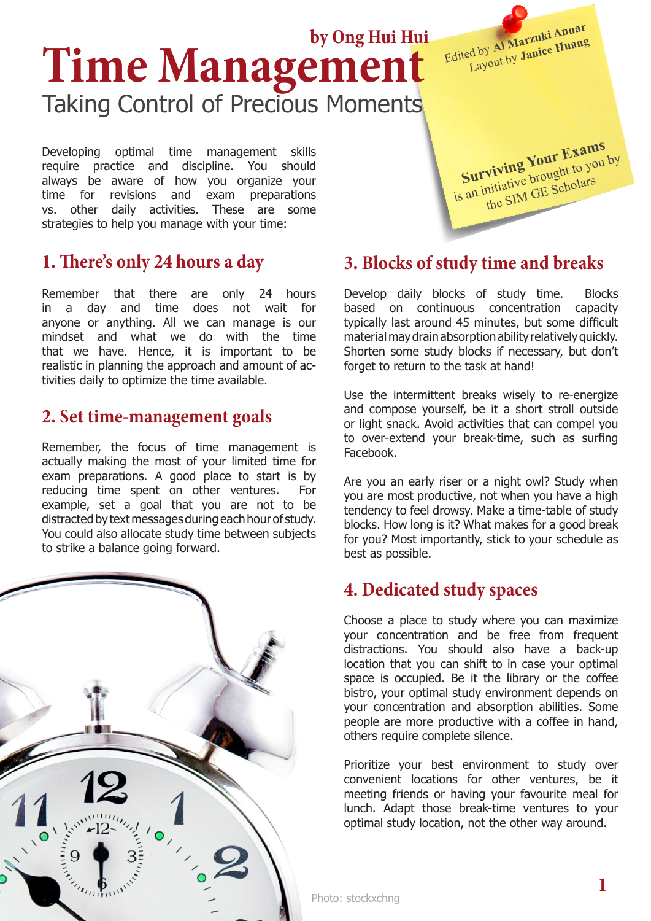# Time Management

by Ong Hui Hui

Taking Control of Precious Moments

Edited by Al Marzuki Anuar
Layout by Janice Huang

**Surviving Your Exams** is an initiative brought to you by the SIM GE Scholars

Developing optimal time management skills require practice and discipline. You should always be aware of how you organize your time for revisions and exam preparations vs. other daily activities. These are some strategies to help you manage with your time:

## 1. There's only 24 hours a day

Remember that there are only 24 hours in a day and time does not wait for anyone or anything. All we can manage is our mindset and what we do with the time that we have. Hence, it is important to be realistic in planning the approach and amount of activities daily to optimize the time available.

## 2. Set time-management goals

Remember, the focus of time management is actually making the most of your limited time for exam preparations. A good place to start is by reducing time spent on other ventures. For example, set a goal that you are not to be distracted by text messages during each hour of study. You could also allocate study time between subjects to strike a balance going forward.

## 3. Blocks of study time and breaks

Develop daily blocks of study time. Blocks based on continuous concentration capacity typically last around 45 minutes, but some difficult material may drain absorption ability relatively quickly. Shorten some study blocks if necessary, but don't forget to return to the task at hand!

Use the intermittent breaks wisely to re-energize and compose yourself, be it a short stroll outside or light snack. Avoid activities that can compel you to over-extend your break-time, such as surfing Facebook.

Are you an early riser or a night owl? Study when you are most productive, not when you have a high tendency to feel drowsy. Make a time-table of study blocks. How long is it? What makes for a good break for you? Most importantly, stick to your schedule as best as possible.

## 4. Dedicated study spaces

Choose a place to study where you can maximize your concentration and be free from frequent distractions. You should also have a back-up location that you can shift to in case your optimal space is occupied. Be it the library or the coffee bistro, your optimal study environment depends on your concentration and absorption abilities. Some people are more productive with a coffee in hand, others require complete silence.

Prioritize your best environment to study over convenient locations for other ventures, be it meeting friends or having your favourite meal for lunch. Adapt those break-time ventures to your optimal study location, not the other way around.

Photo: stockxchng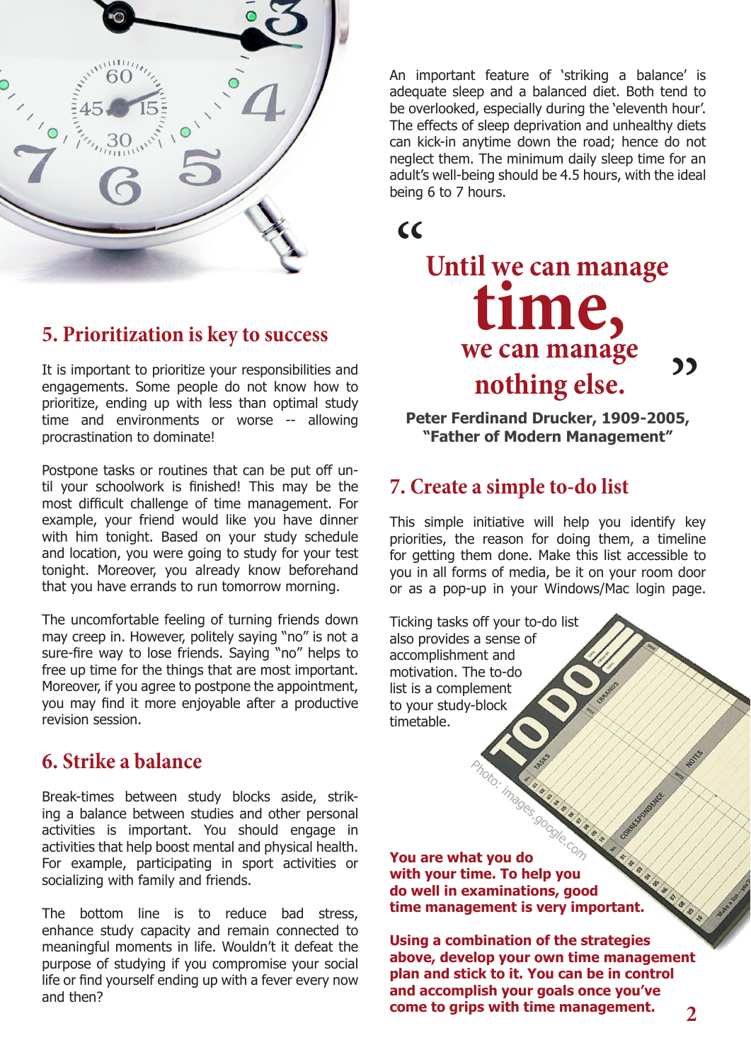## 5. Prioritization is key to success

It is important to prioritize your responsibilities and engagements. Some people do not know how to prioritize, ending up with less than optimal study time and environments or worse -- allowing procrastination to dominate!

Postpone tasks or routines that can be put off until your schoolwork is finished! This may be the most difficult challenge of time management. For example, your friend would like you have dinner with him tonight. Based on your study schedule and location, you were going to study for your test tonight. Moreover, you already know beforehand that you have errands to run tomorrow morning.

The uncomfortable feeling of turning friends down may creep in. However, politely saying "no" is not a sure-fire way to lose friends. Saying "no" helps to free up time for the things that are most important. Moreover, if you agree to postpone the appointment, you may find it more enjoyable after a productive revision session.

## 6. Strike a balance

Break-times between study blocks aside, striking a balance between studies and other personal activities is important. You should engage in activities that help boost mental and physical health. For example, participating in sport activities or socializing with family and friends.

The bottom line is to reduce bad stress, enhance study capacity and remain connected to meaningful moments in life. Wouldn't it defeat the purpose of studying if you compromise your social life or find yourself ending up with a fever every now and then?

An important feature of 'striking a balance' is adequate sleep and a balanced diet. Both tend to be overlooked, especially during the 'eleventh hour'. The effects of sleep deprivation and unhealthy diets can kick-in anytime down the road; hence do not neglect them. The minimum daily sleep time for an adult's well-being should be 4.5 hours, with the ideal being 6 to 7 hours.

> "Until we can manage **time,** we can manage nothing else."
>
> **Peter Ferdinand Drucker, 1909-2005, "Father of Modern Management"**

## 7. Create a simple to-do list

This simple initiative will help you identify key priorities, the reason for doing them, a timeline for getting them done. Make this list accessible to you in all forms of media, be it on your room door or as a pop-up in your Windows/Mac login page.

Ticking tasks off your to-do list also provides a sense of accomplishment and motivation. The to-do list is a complement to your study-block timetable.

Photo: images.google.com

**You are what you do with your time. To help you do well in examinations, good time management is very important.**

**Using a combination of the strategies above, develop your own time management plan and stick to it. You can be in control and accomplish your goals once you've come to grips with time management.**